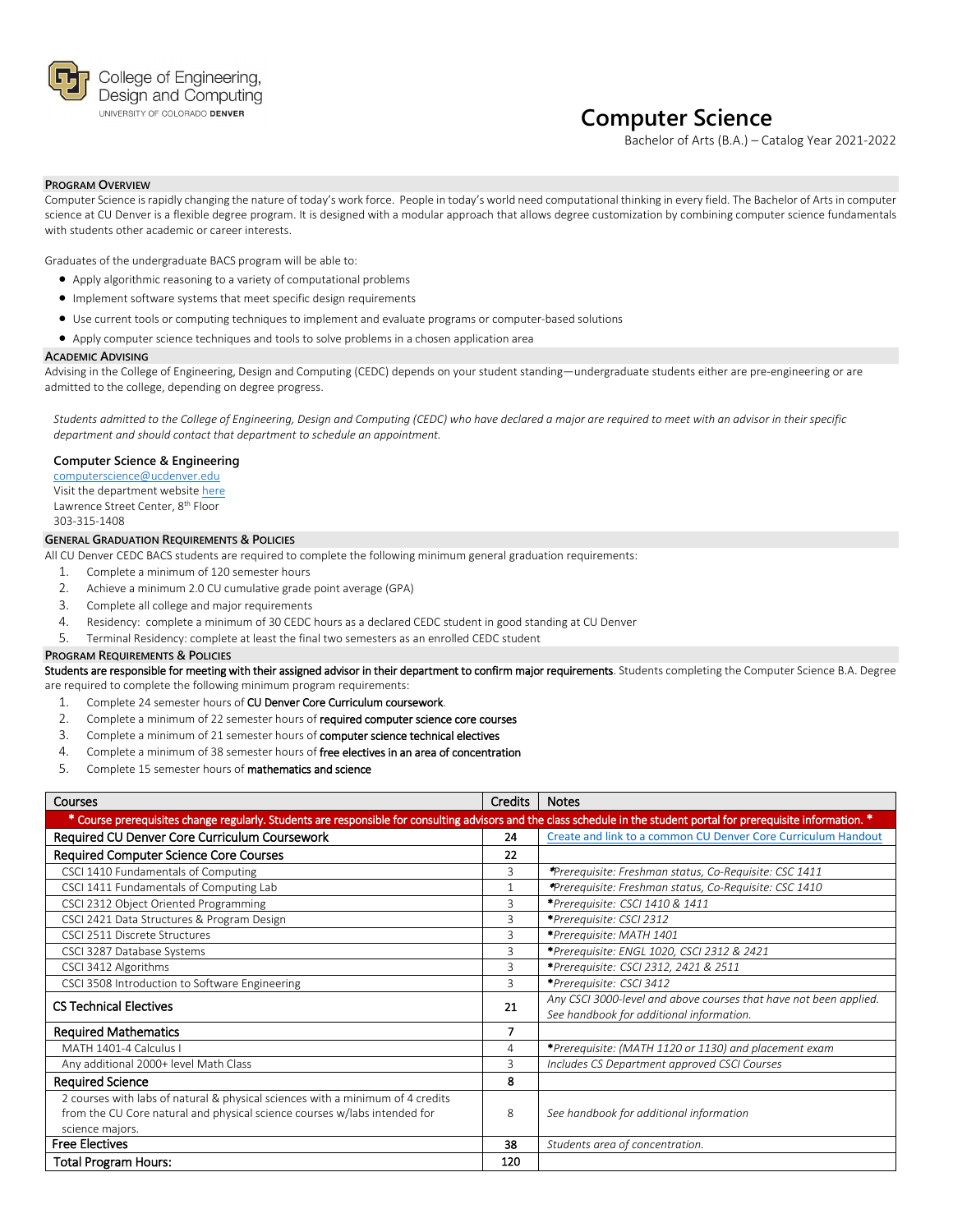College of Engineering, Design and Computing
UNIVERSITY OF COLORADO DENVER

# Computer Science

Bachelor of Arts (B.A.) – Catalog Year 2021-2022

## PROGRAM OVERVIEW

Computer Science is rapidly changing the nature of today's work force. People in today's world need computational thinking in every field. The Bachelor of Arts in computer science at CU Denver is a flexible degree program. It is designed with a modular approach that allows degree customization by combining computer science fundamentals with students other academic or career interests.

Graduates of the undergraduate BACS program will be able to:

- Apply algorithmic reasoning to a variety of computational problems
- Implement software systems that meet specific design requirements
- Use current tools or computing techniques to implement and evaluate programs or computer-based solutions
- Apply computer science techniques and tools to solve problems in a chosen application area

## ACADEMIC ADVISING

Advising in the College of Engineering, Design and Computing (CEDC) depends on your student standing—undergraduate students either are pre-engineering or are admitted to the college, depending on degree progress.

*Students admitted to the College of Engineering, Design and Computing (CEDC) who have declared a major are required to meet with an advisor in their specific department and should contact that department to schedule an appointment.*

**Computer Science & Engineering**
computerscience@ucdenver.edu
Visit the department website here
Lawrence Street Center, 8th Floor
303-315-1408

## GENERAL GRADUATION REQUIREMENTS & POLICIES

All CU Denver CEDC BACS students are required to complete the following minimum general graduation requirements:

1. Complete a minimum of 120 semester hours
2. Achieve a minimum 2.0 CU cumulative grade point average (GPA)
3. Complete all college and major requirements
4. Residency: complete a minimum of 30 CEDC hours as a declared CEDC student in good standing at CU Denver
5. Terminal Residency: complete at least the final two semesters as an enrolled CEDC student

## PROGRAM REQUIREMENTS & POLICIES

**Students are responsible for meeting with their assigned advisor in their department to confirm major requirements**. Students completing the Computer Science B.A. Degree are required to complete the following minimum program requirements:

1. Complete 24 semester hours of **CU Denver Core Curriculum coursework**.
2. Complete a minimum of 22 semester hours of **required computer science core courses**
3. Complete a minimum of 21 semester hours of **computer science technical electives**
4. Complete a minimum of 38 semester hours of **free electives in an area of concentration**
5. Complete 15 semester hours of **mathematics and science**

| Courses | Credits | Notes |
|---|---|---|
| **\* Course prerequisites change regularly. Students are responsible for consulting advisors and the class schedule in the student portal for prerequisite information. \*** | | |
| **Required CU Denver Core Curriculum Coursework** | **24** | Create and link to a common CU Denver Core Curriculum Handout |
| **Required Computer Science Core Courses** | **22** | |
| CSCI 1410 Fundamentals of Computing | 3 | *\*Prerequisite: Freshman status, Co-Requisite: CSC 1411* |
| CSCI 1411 Fundamentals of Computing Lab | 1 | *\*Prerequisite: Freshman status, Co-Requisite: CSC 1410* |
| CSCI 2312 Object Oriented Programming | 3 | *\*Prerequisite: CSCI 1410 & 1411* |
| CSCI 2421 Data Structures & Program Design | 3 | *\*Prerequisite: CSCI 2312* |
| CSCI 2511 Discrete Structures | 3 | *\*Prerequisite: MATH 1401* |
| CSCI 3287 Database Systems | 3 | *\*Prerequisite: ENGL 1020, CSCI 2312 & 2421* |
| CSCI 3412 Algorithms | 3 | *\*Prerequisite: CSCI 2312, 2421 & 2511* |
| CSCI 3508 Introduction to Software Engineering | 3 | *\*Prerequisite: CSCI 3412* |
| **CS Technical Electives** | **21** | *Any CSCI 3000-level and above courses that have not been applied. See handbook for additional information.* |
| **Required Mathematics** | **7** | |
| MATH 1401-4 Calculus I | 4 | *\*Prerequisite: (MATH 1120 or 1130) and placement exam* |
| Any additional 2000+ level Math Class | 3 | *Includes CS Department approved CSCI Courses* |
| **Required Science** | **8** | |
| 2 courses with labs of natural & physical sciences with a minimum of 4 credits from the CU Core natural and physical science courses w/labs intended for science majors. | 8 | *See handbook for additional information* |
| **Free Electives** | **38** | *Students area of concentration.* |
| **Total Program Hours:** | **120** | |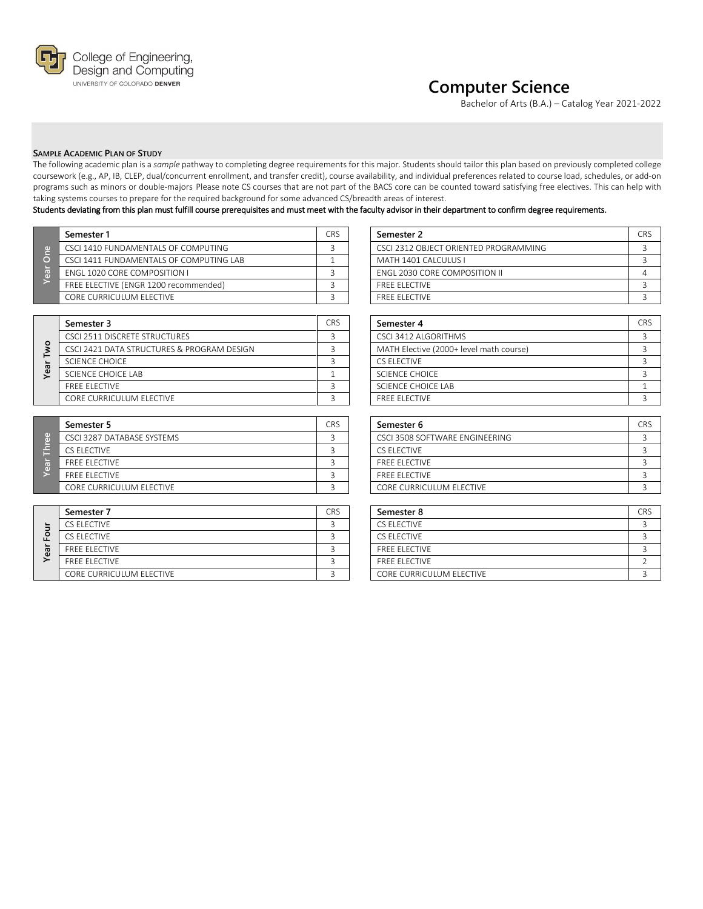College of Engineering, Design and Computing
UNIVERSITY OF COLORADO DENVER

# Computer Science

Bachelor of Arts (B.A.) – Catalog Year 2021-2022

### SAMPLE ACADEMIC PLAN OF STUDY

The following academic plan is a *sample* pathway to completing degree requirements for this major. Students should tailor this plan based on previously completed college coursework (e.g., AP, IB, CLEP, dual/concurrent enrollment, and transfer credit), course availability, and individual preferences related to course load, schedules, or add-on programs such as minors or double-majors Please note CS courses that are not part of the BACS core can be counted toward satisfying free electives. This can help with taking systems courses to prepare for the required background for some advanced CS/breadth areas of interest.

**Students deviating from this plan must fulfill course prerequisites and must meet with the faculty advisor in their department to confirm degree requirements.**

#### Year One

| Semester 1 | CRS |
|---|---|
| CSCI 1410 FUNDAMENTALS OF COMPUTING | 3 |
| CSCI 1411 FUNDAMENTALS OF COMPUTING LAB | 1 |
| ENGL 1020 CORE COMPOSITION I | 3 |
| FREE ELECTIVE (ENGR 1200 recommended) | 3 |
| CORE CURRICULUM ELECTIVE | 3 |

| Semester 2 | CRS |
|---|---|
| CSCI 2312 OBJECT ORIENTED PROGRAMMING | 3 |
| MATH 1401 CALCULUS I | 3 |
| ENGL 2030 CORE COMPOSITION II | 4 |
| FREE ELECTIVE | 3 |
| FREE ELECTIVE | 3 |

#### Year Two

| Semester 3 | CRS |
|---|---|
| CSCI 2511 DISCRETE STRUCTURES | 3 |
| CSCI 2421 DATA STRUCTURES & PROGRAM DESIGN | 3 |
| SCIENCE CHOICE | 3 |
| SCIENCE CHOICE LAB | 1 |
| FREE ELECTIVE | 3 |
| CORE CURRICULUM ELECTIVE | 3 |

| Semester 4 | CRS |
|---|---|
| CSCI 3412 ALGORITHMS | 3 |
| MATH Elective (2000+ level math course) | 3 |
| CS ELECTIVE | 3 |
| SCIENCE CHOICE | 3 |
| SCIENCE CHOICE LAB | 1 |
| FREE ELECTIVE | 3 |

#### Year Three

| Semester 5 | CRS |
|---|---|
| CSCI 3287 DATABASE SYSTEMS | 3 |
| CS ELECTIVE | 3 |
| FREE ELECTIVE | 3 |
| FREE ELECTIVE | 3 |
| CORE CURRICULUM ELECTIVE | 3 |

| Semester 6 | CRS |
|---|---|
| CSCI 3508 SOFTWARE ENGINEERING | 3 |
| CS ELECTIVE | 3 |
| FREE ELECTIVE | 3 |
| FREE ELECTIVE | 3 |
| CORE CURRICULUM ELECTIVE | 3 |

#### Year Four

| Semester 7 | CRS |
|---|---|
| CS ELECTIVE | 3 |
| CS ELECTIVE | 3 |
| FREE ELECTIVE | 3 |
| FREE ELECTIVE | 3 |
| CORE CURRICULUM ELECTIVE | 3 |

| Semester 8 | CRS |
|---|---|
| CS ELECTIVE | 3 |
| CS ELECTIVE | 3 |
| FREE ELECTIVE | 3 |
| FREE ELECTIVE | 2 |
| CORE CURRICULUM ELECTIVE | 3 |